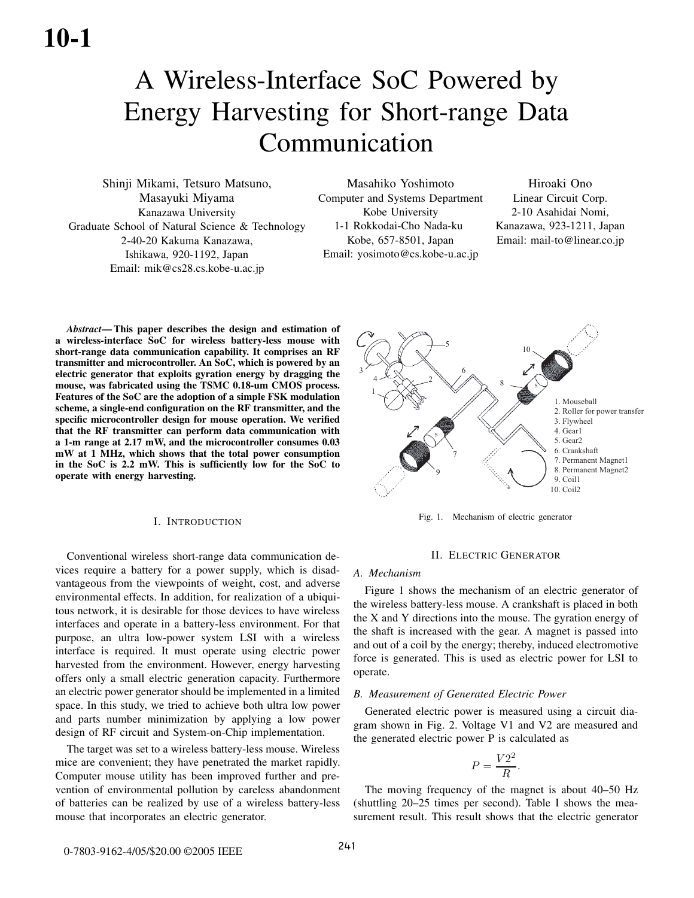# A Wireless-Interface SoC Powered by Energy Harvesting for Short-range Data Communication

Shinji Mikami, Tetsuro Matsuno, Masayuki Miyama
Kanazawa University
Graduate School of Natural Science & Technology
2-40-20 Kakuma Kanazawa,
Ishikawa, 920-1192, Japan
Email: mik@cs28.cs.kobe-u.ac.jp

Masahiko Yoshimoto
Computer and Systems Department
Kobe University
1-1 Rokkodai-Cho Nada-ku
Kobe, 657-8501, Japan
Email: yosimoto@cs.kobe-u.ac.jp

Hiroaki Ono
Linear Circuit Corp.
2-10 Asahidai Nomi,
Kanazawa, 923-1211, Japan
Email: mail-to@linear.co.jp

***Abstract*— This paper describes the design and estimation of a wireless-interface SoC for wireless battery-less mouse with short-range data communication capability. It comprises an RF transmitter and microcontroller. An SoC, which is powered by an electric generator that exploits gyration energy by dragging the mouse, was fabricated using the TSMC 0.18-um CMOS process. Features of the SoC are the adoption of a simple FSK modulation scheme, a single-end configuration on the RF transmitter, and the specific microcontroller design for mouse operation. We verified that the RF transmitter can perform data communication with a 1-m range at 2.17 mW, and the microcontroller consumes 0.03 mW at 1 MHz, which shows that the total power consumption in the SoC is 2.2 mW. This is sufficiently low for the SoC to operate with energy harvesting.**

## I. Introduction

Conventional wireless short-range data communication devices require a battery for a power supply, which is disadvantageous from the viewpoints of weight, cost, and adverse environmental effects. In addition, for realization of a ubiquitous network, it is desirable for those devices to have wireless interfaces and operate in a battery-less environment. For that purpose, an ultra low-power system LSI with a wireless interface is required. It must operate using electric power harvested from the environment. However, energy harvesting offers only a small electric generation capacity. Furthermore an electric power generator should be implemented in a limited space. In this study, we tried to achieve both ultra low power and parts number minimization by applying a low power design of RF circuit and System-on-Chip implementation.

The target was set to a wireless battery-less mouse. Wireless mice are convenient; they have penetrated the market rapidly. Computer mouse utility has been improved further and prevention of environmental pollution by careless abandonment of batteries can be realized by use of a wireless battery-less mouse that incorporates an electric generator.

1. Mouseball
2. Roller for power transfer
3. Flywheel
4. Gear1
5. Gear2
6. Crankshaft
7. Permanent Magnet1
8. Permanent Magnet2
9. Coil1
10. Coil2

Fig. 1. Mechanism of electric generator

## II. Electric Generator

### A. Mechanism

Figure 1 shows the mechanism of an electric generator of the wireless battery-less mouse. A crankshaft is placed in both the X and Y directions into the mouse. The gyration energy of the shaft is increased with the gear. A magnet is passed into and out of a coil by the energy; thereby, induced electromotive force is generated. This is used as electric power for LSI to operate.

### B. Measurement of Generated Electric Power

Generated electric power is measured using a circuit diagram shown in Fig. 2. Voltage V1 and V2 are measured and the generated electric power P is calculated as

$$P = \frac{V2^2}{R}.$$

The moving frequency of the magnet is about 40–50 Hz (shuttling 20–25 times per second). Table I shows the measurement result. This result shows that the electric generator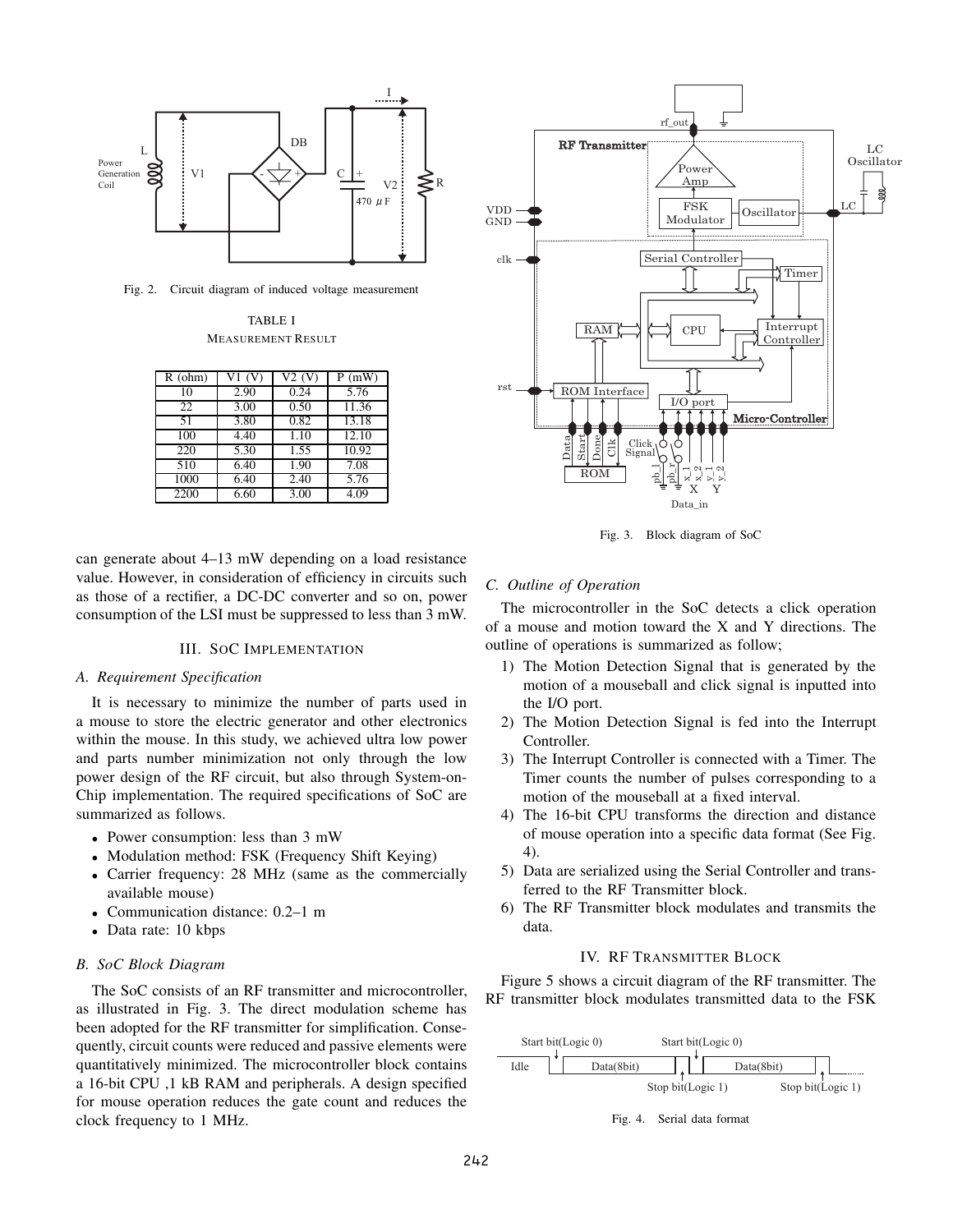Fig. 2. Circuit diagram of induced voltage measurement

TABLE I
MEASUREMENT RESULT

| R (ohm) | V1 (V) | V2 (V) | P (mW) |
|---|---|---|---|
| 10 | 2.90 | 0.24 | 5.76 |
| 22 | 3.00 | 0.50 | 11.36 |
| 51 | 3.80 | 0.82 | 13.18 |
| 100 | 4.40 | 1.10 | 12.10 |
| 220 | 5.30 | 1.55 | 10.92 |
| 510 | 6.40 | 1.90 | 7.08 |
| 1000 | 6.40 | 2.40 | 5.76 |
| 2200 | 6.60 | 3.00 | 4.09 |

can generate about 4–13 mW depending on a load resistance value. However, in consideration of efficiency in circuits such as those of a rectifier, a DC-DC converter and so on, power consumption of the LSI must be suppressed to less than 3 mW.

## III. SoC Implementation

### A. Requirement Specification

It is necessary to minimize the number of parts used in a mouse to store the electric generator and other electronics within the mouse. In this study, we achieved ultra low power and parts number minimization not only through the low power design of the RF circuit, but also through System-on-Chip implementation. The required specifications of SoC are summarized as follows.

- Power consumption: less than 3 mW
- Modulation method: FSK (Frequency Shift Keying)
- Carrier frequency: 28 MHz (same as the commercially available mouse)
- Communication distance: 0.2–1 m
- Data rate: 10 kbps

### B. SoC Block Diagram

The SoC consists of an RF transmitter and microcontroller, as illustrated in Fig. 3. The direct modulation scheme has been adopted for the RF transmitter for simplification. Consequently, circuit counts were reduced and passive elements were quantitatively minimized. The microcontroller block contains a 16-bit CPU ,1 kB RAM and peripherals. A design specified for mouse operation reduces the gate count and reduces the clock frequency to 1 MHz.

Fig. 3. Block diagram of SoC

### C. Outline of Operation

The microcontroller in the SoC detects a click operation of a mouse and motion toward the X and Y directions. The outline of operations is summarized as follow;

1) The Motion Detection Signal that is generated by the motion of a mouseball and click signal is inputted into the I/O port.
2) The Motion Detection Signal is fed into the Interrupt Controller.
3) The Interrupt Controller is connected with a Timer. The Timer counts the number of pulses corresponding to a motion of the mouseball at a fixed interval.
4) The 16-bit CPU transforms the direction and distance of mouse operation into a specific data format (See Fig. 4).
5) Data are serialized using the Serial Controller and transferred to the RF Transmitter block.
6) The RF Transmitter block modulates and transmits the data.

## IV. RF Transmitter Block

Figure 5 shows a circuit diagram of the RF transmitter. The RF transmitter block modulates transmitted data to the FSK

Fig. 4. Serial data format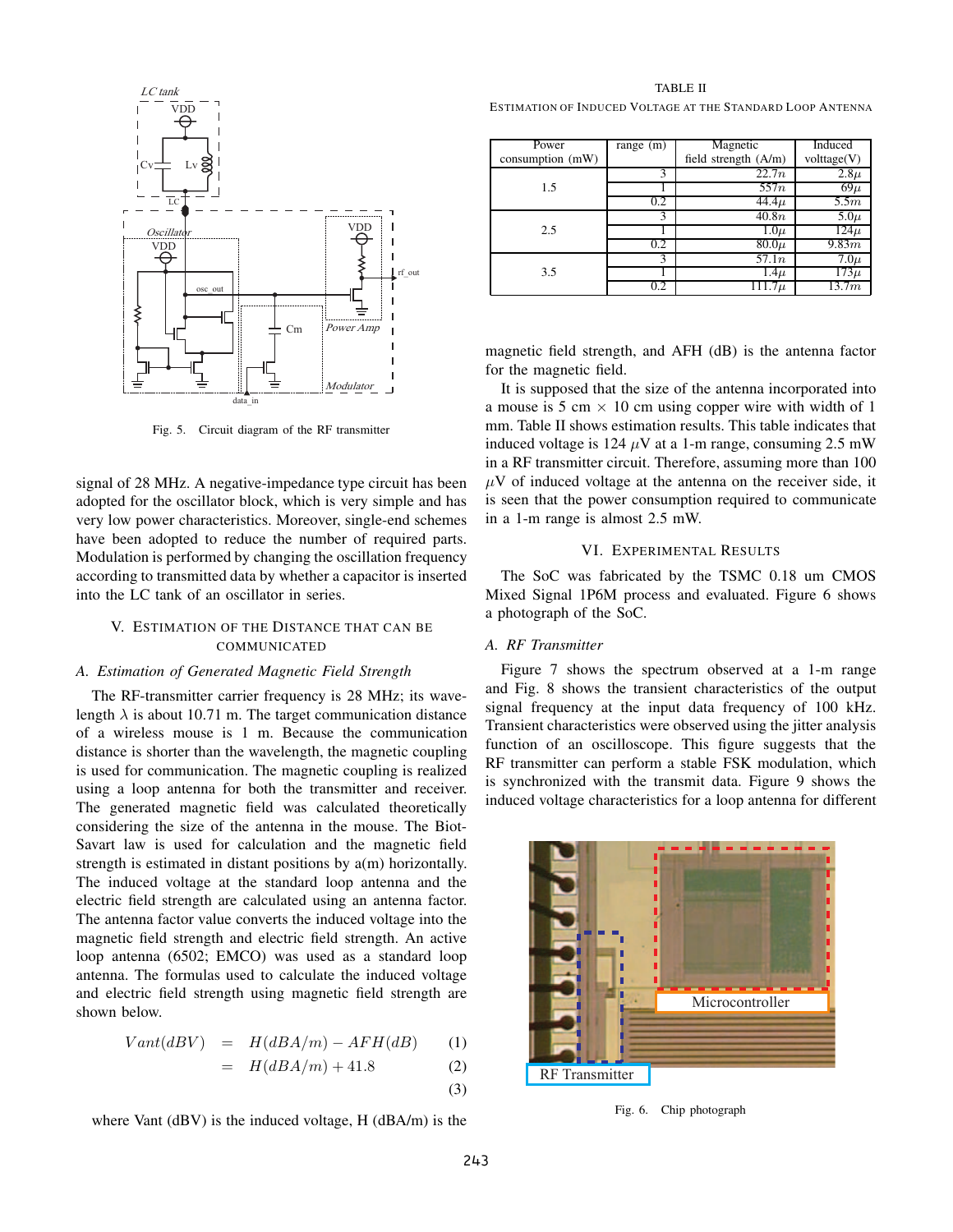Fig. 5. Circuit diagram of the RF transmitter

signal of 28 MHz. A negative-impedance type circuit has been adopted for the oscillator block, which is very simple and has very low power characteristics. Moreover, single-end schemes have been adopted to reduce the number of required parts. Modulation is performed by changing the oscillation frequency according to transmitted data by whether a capacitor is inserted into the LC tank of an oscillator in series.

## V. Estimation of the Distance that can be Communicated

### A. Estimation of Generated Magnetic Field Strength

The RF-transmitter carrier frequency is 28 MHz; its wavelength $\lambda$ is about 10.71 m. The target communication distance of a wireless mouse is 1 m. Because the communication distance is shorter than the wavelength, the magnetic coupling is used for communication. The magnetic coupling is realized using a loop antenna for both the transmitter and receiver. The generated magnetic field was calculated theoretically considering the size of the antenna in the mouse. The Biot-Savart law is used for calculation and the magnetic field strength is estimated in distant positions by a(m) horizontally. The induced voltage at the standard loop antenna and the electric field strength are calculated using an antenna factor. The antenna factor value converts the induced voltage into the magnetic field strength and electric field strength. An active loop antenna (6502; EMCO) was used as a standard loop antenna. The formulas used to calculate the induced voltage and electric field strength using magnetic field strength are shown below.

$$
\begin{aligned}
Vant(dBV) &= H(dBA/m) - AFH(dB) && (1)\\
&= H(dBA/m) + 41.8 && (2)\\
& && (3)
\end{aligned}
$$

where Vant (dBV) is the induced voltage, H (dBA/m) is the magnetic field strength, and AFH (dB) is the antenna factor for the magnetic field.

TABLE II

Estimation of Induced Voltage at the Standard Loop Antenna

| Power consumption (mW) | range (m) | Magnetic field strength (A/m) | Induced volttage(V) |
|---|---|---|---|
| 1.5 | 3 | $22.7n$ | $2.8\mu$ |
| | 1 | $557n$ | $69\mu$ |
| | 0.2 | $44.4\mu$ | $5.5m$ |
| 2.5 | 3 | $40.8n$ | $5.0\mu$ |
| | 1 | $1.0\mu$ | $124\mu$ |
| | 0.2 | $80.0\mu$ | $9.83m$ |
| 3.5 | 3 | $57.1n$ | $7.0\mu$ |
| | 1 | $1.4\mu$ | $173\mu$ |
| | 0.2 | $111.7\mu$ | $13.7m$ |

It is supposed that the size of the antenna incorporated into a mouse is 5 cm $\times$ 10 cm using copper wire with width of 1 mm. Table II shows estimation results. This table indicates that induced voltage is 124 $\mu$V at a 1-m range, consuming 2.5 mW in a RF transmitter circuit. Therefore, assuming more than 100 $\mu$V of induced voltage at the antenna on the receiver side, it is seen that the power consumption required to communicate in a 1-m range is almost 2.5 mW.

## VI. Experimental Results

The SoC was fabricated by the TSMC 0.18 um CMOS Mixed Signal 1P6M process and evaluated. Figure 6 shows a photograph of the SoC.

### A. RF Transmitter

Figure 7 shows the spectrum observed at a 1-m range and Fig. 8 shows the transient characteristics of the output signal frequency at the input data frequency of 100 kHz. Transient characteristics were observed using the jitter analysis function of an oscilloscope. This figure suggests that the RF transmitter can perform a stable FSK modulation, which is synchronized with the transmit data. Figure 9 shows the induced voltage characteristics for a loop antenna for different

Fig. 6. Chip photograph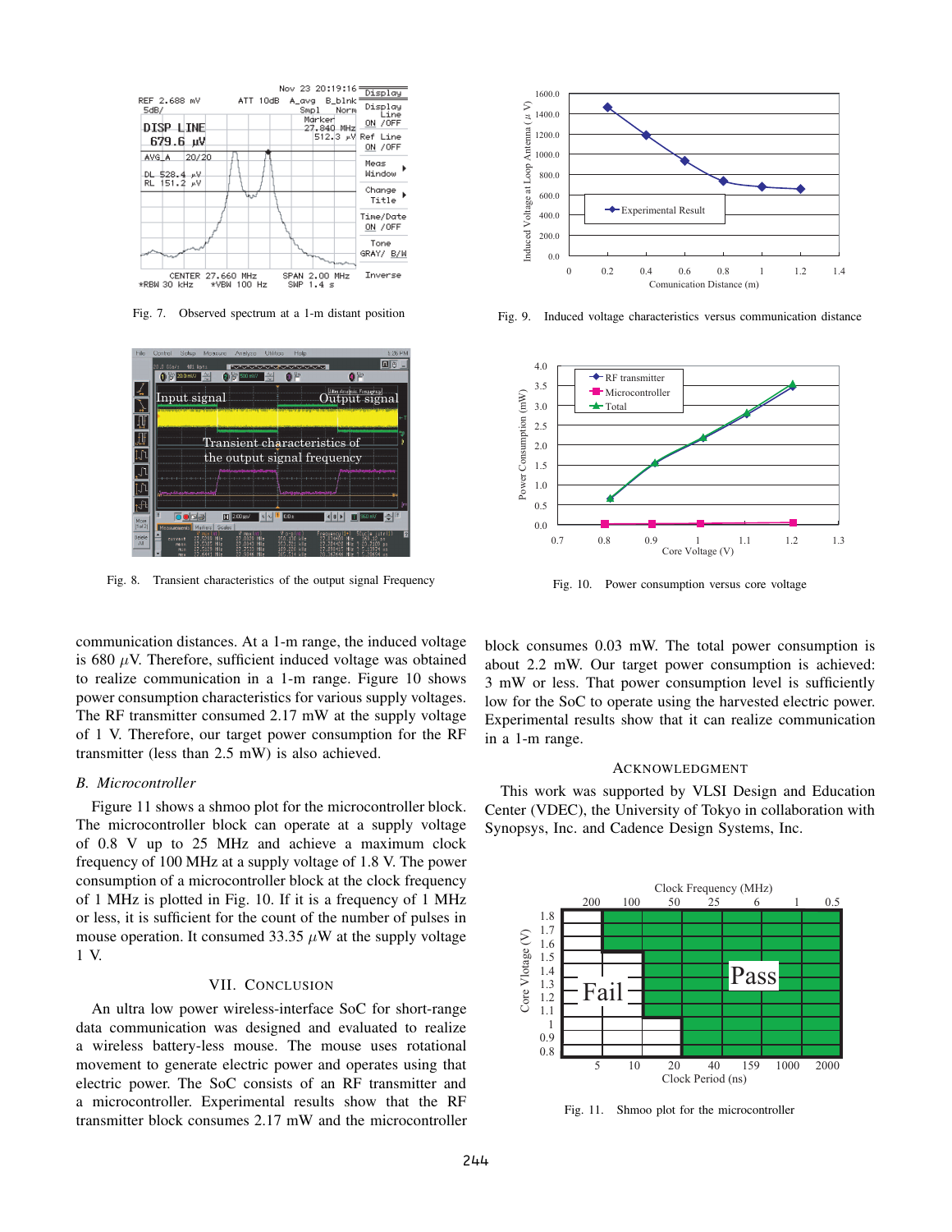REF 2.688 mV
5dB/
ATT 10dB A_avg B_blnk
Smpl Norm
Nov 23 20:19:16
Marker
27.840 MHz
512.3 μV
DISP LINE
679.6 μV
AVG_A 20/20
DL 528.4 μV
RL 151.2 μV
Display
Display Line ON /OFF
Ref Line ON /OFF
Meas Window
Change Title
Time/Date ON /OFF
Tone GRAY/ B/W
Inverse
CENTER 27.660 MHz
*RBW 30 kHz *VBW 100 Hz
SPAN 2.00 MHz
SWP 1.4 s

Fig. 7. Observed spectrum at a 1-m distant position

Input signal
Output signal
Transient characteristics of the output signal frequency

Fig. 8. Transient characteristics of the output signal Frequency

Induced Voltage at Loop Antenna ($\mu$ V)
1600.0
1400.0
1200.0
1000.0
800.0
600.0
400.0
200.0
0.0
Experimental Result
0 0.2 0.4 0.6 0.8 1 1.2 1.4
Comunication Distance (m)

Fig. 9. Induced voltage characteristics versus communication distance

Power Consumption (mW)
4.0
3.5
3.0
2.5
2.0
1.5
1.0
0.5
0.0
RF transmitter
Microcontroller
Total
0.7 0.8 0.9 1 1.1 1.2 1.3
Core Voltage (V)

Fig. 10. Power consumption versus core voltage

communication distances. At a 1-m range, the induced voltage is 680 $\mu$V. Therefore, sufficient induced voltage was obtained to realize communication in a 1-m range. Figure 10 shows power consumption characteristics for various supply voltages. The RF transmitter consumed 2.17 mW at the supply voltage of 1 V. Therefore, our target power consumption for the RF transmitter (less than 2.5 mW) is also achieved.

### *B. Microcontroller*

Figure 11 shows a shmoo plot for the microcontroller block. The microcontroller block can operate at a supply voltage of 0.8 V up to 25 MHz and achieve a maximum clock frequency of 100 MHz at a supply voltage of 1.8 V. The power consumption of a microcontroller block at the clock frequency of 1 MHz is plotted in Fig. 10. If it is a frequency of 1 MHz or less, it is sufficient for the count of the number of pulses in mouse operation. It consumed 33.35 $\mu$W at the supply voltage 1 V.

## VII. Conclusion

An ultra low power wireless-interface SoC for short-range data communication was designed and evaluated to realize a wireless battery-less mouse. The mouse uses rotational movement to generate electric power and operates using that electric power. The SoC consists of an RF transmitter and a microcontroller. Experimental results show that the RF transmitter block consumes 2.17 mW and the microcontroller block consumes 0.03 mW. The total power consumption is about 2.2 mW. Our target power consumption is achieved: 3 mW or less. That power consumption level is sufficiently low for the SoC to operate using the harvested electric power. Experimental results show that it can realize communication in a 1-m range.

## Acknowledgment

This work was supported by VLSI Design and Education Center (VDEC), the University of Tokyo in collaboration with Synopsys, Inc. and Cadence Design Systems, Inc.

Clock Frequency (MHz)
200 100 50 25 6 1 0.5
Core Vlotage (V)
1.8
1.7
1.6
1.5
1.4
1.3
1.2
1.1
1
0.9
0.8
Fail
Pass
5 10 20 40 159 1000 2000
Clock Period (ns)

Fig. 11. Shmoo plot for the microcontroller